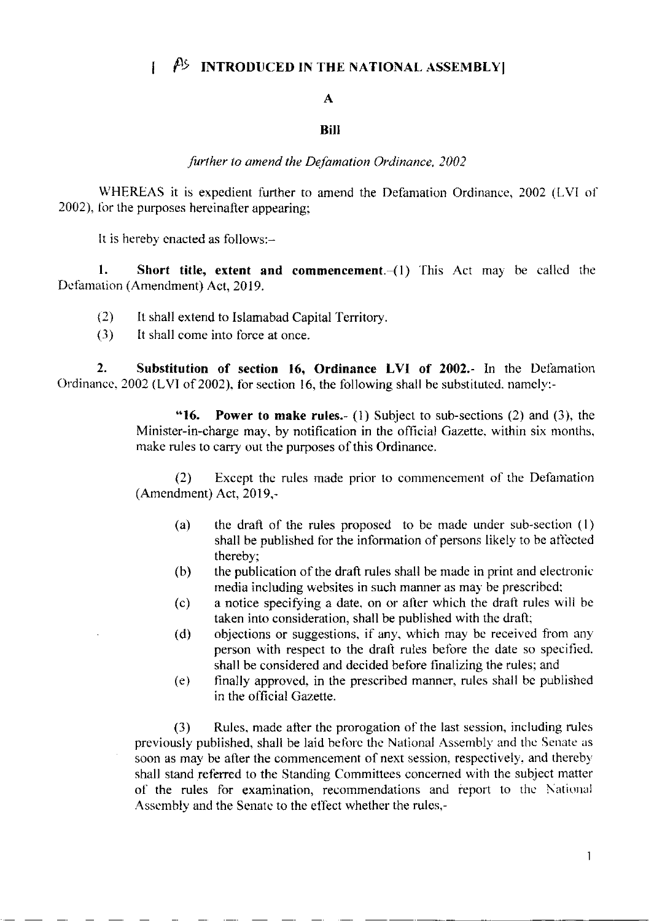**[ AS INTRODUCED IN THE NATIONAL ASSEMBLY]**

**A**

**Bill**

*further to amend the Defamation Ordinance, 2002*

WHEREAS it is expedient further to amend the Defamation Ordinance, 2002 (LVI of 2002), for the purposes hereinafter appearing;

It is hereby enacted as follows:–

**1. Short title, extent and commencement.**–(1) This Act may be called the Defamation (Amendment) Act, 2019.

(2) It shall extend to Islamabad Capital Territory.

(3) It shall come into force at once.

**2. Substitution of section 16, Ordinance LVI of 2002.**- In the Defamation Ordinance, 2002 (LVI of 2002), for section 16, the following shall be substituted, namely:-

> "**16. Power to make rules.**- (1) Subject to sub-sections (2) and (3), the Minister-in-charge may, by notification in the official Gazette, within six months, make rules to carry out the purposes of this Ordinance.
>
> (2) Except the rules made prior to commencement of the Defamation (Amendment) Act, 2019,-
>
> (a) the draft of the rules proposed to be made under sub-section (1) shall be published for the information of persons likely to be affected thereby;
>
> (b) the publication of the draft rules shall be made in print and electronic media including websites in such manner as may be prescribed;
>
> (c) a notice specifying a date, on or after which the draft rules will be taken into consideration, shall be published with the draft;
>
> (d) objections or suggestions, if any, which may be received from any person with respect to the draft rules before the date so specified, shall be considered and decided before finalizing the rules; and
>
> (e) finally approved, in the prescribed manner, rules shall be published in the official Gazette.
>
> (3) Rules, made after the prorogation of the last session, including rules previously published, shall be laid before the National Assembly and the Senate as soon as may be after the commencement of next session, respectively, and thereby shall stand referred to the Standing Committees concerned with the subject matter of the rules for examination, recommendations and report to the National Assembly and the Senate to the effect whether the rules,-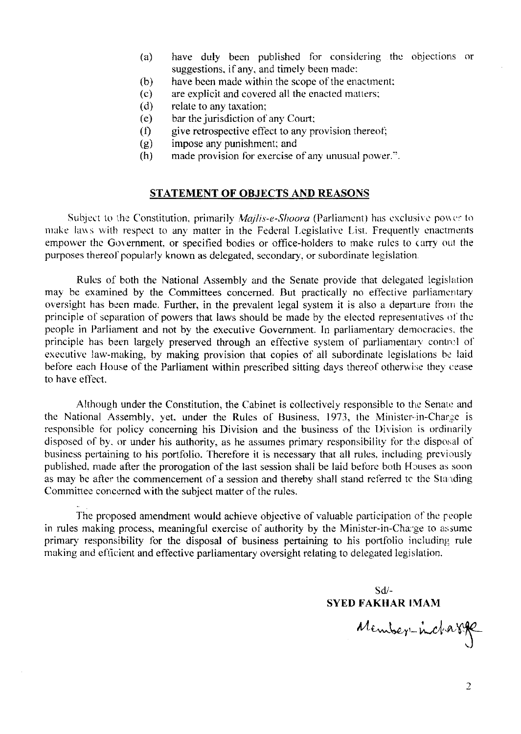(a) have duly been published for considering the objections or suggestions, if any, and timely been made:

(b) have been made within the scope of the enactment;

(c) are explicit and covered all the enacted matters;

(d) relate to any taxation;

(e) bar the jurisdiction of any Court;

(f) give retrospective effect to any provision thereof;

(g) impose any punishment; and

(h) made provision for exercise of any unusual power.".

## STATEMENT OF OBJECTS AND REASONS

Subject to the Constitution, primarily *Majlis-e-Shoora* (Parliament) has exclusive power to make laws with respect to any matter in the Federal Legislative List. Frequently enactments empower the Government, or specified bodies or office-holders to make rules to carry out the purposes thereof popularly known as delegated, secondary, or subordinate legislation.

Rules of both the National Assembly and the Senate provide that delegated legislation may be examined by the Committees concerned. But practically no effective parliamentary oversight has been made. Further, in the prevalent legal system it is also a departure from the principle of separation of powers that laws should be made by the elected representatives of the people in Parliament and not by the executive Government. In parliamentary democracies, the principle has been largely preserved through an effective system of parliamentary control of executive law-making, by making provision that copies of all subordinate legislations be laid before each House of the Parliament within prescribed sitting days thereof otherwise they cease to have effect.

Although under the Constitution, the Cabinet is collectively responsible to the Senate and the National Assembly, yet, under the Rules of Business, 1973, the Minister-in-Charge is responsible for policy concerning his Division and the business of the Division is ordinarily disposed of by, or under his authority, as he assumes primary responsibility for the disposal of business pertaining to his portfolio. Therefore it is necessary that all rules, including previously published, made after the prorogation of the last session shall be laid before both Houses as soon as may be after the commencement of a session and thereby shall stand referred to the Standing Committee concerned with the subject matter of the rules.

The proposed amendment would achieve objective of valuable participation of the people in rules making process, meaningful exercise of authority by the Minister-in-Charge to assume primary responsibility for the disposal of business pertaining to his portfolio including rule making and efficient and effective parliamentary oversight relating to delegated legislation.

Sd/-

**SYED FAKHAR IMAM**

Member-incharge